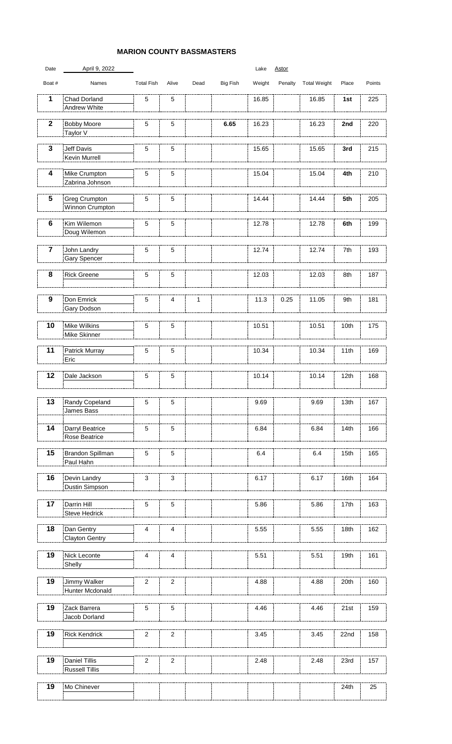# MARION COUNTY BASSMASTERS

Date: April 9, 2022 — Lake: Astor

| Boat # | Names | Total Fish | Alive | Dead | Big Fish | Weight | Penalty | Total Weight | Place | Points |
|---|---|---|---|---|---|---|---|---|---|---|
| 1 | Chad Dorland<br>Andrew White | 5 | 5 | | | 16.85 | | 16.85 | **1st** | 225 |
| 2 | Bobby Moore<br>Taylor V | 5 | 5 | | **6.65** | 16.23 | | 16.23 | **2nd** | 220 |
| 3 | Jeff Davis<br>Kevin Murrell | 5 | 5 | | | 15.65 | | 15.65 | **3rd** | 215 |
| 4 | Mike Crumpton<br>Zabrina Johnson | 5 | 5 | | | 15.04 | | 15.04 | **4th** | 210 |
| 5 | Greg Crumpton<br>Winnon Crumpton | 5 | 5 | | | 14.44 | | 14.44 | **5th** | 205 |
| 6 | Kim Wilemon<br>Doug Wilemon | 5 | 5 | | | 12.78 | | 12.78 | **6th** | 199 |
| 7 | John Landry<br>Gary Spencer | 5 | 5 | | | 12.74 | | 12.74 | 7th | 193 |
| 8 | Rick Greene | 5 | 5 | | | 12.03 | | 12.03 | 8th | 187 |
| 9 | Don Emrick<br>Gary Dodson | 5 | 4 | 1 | | 11.3 | 0.25 | 11.05 | 9th | 181 |
| 10 | Mike Wilkins<br>Mike Skinner | 5 | 5 | | | 10.51 | | 10.51 | 10th | 175 |
| 11 | Patrick Murray<br>Eric | 5 | 5 | | | 10.34 | | 10.34 | 11th | 169 |
| 12 | Dale Jackson | 5 | 5 | | | 10.14 | | 10.14 | 12th | 168 |
| 13 | Randy Copeland<br>James Bass | 5 | 5 | | | 9.69 | | 9.69 | 13th | 167 |
| 14 | Darryl Beatrice<br>Rose Beatrice | 5 | 5 | | | 6.84 | | 6.84 | 14th | 166 |
| 15 | Brandon Spillman<br>Paul Hahn | 5 | 5 | | | 6.4 | | 6.4 | 15th | 165 |
| 16 | Devin Landry<br>Dustin Simpson | 3 | 3 | | | 6.17 | | 6.17 | 16th | 164 |
| 17 | Darrin Hill<br>Steve Hedrick | 5 | 5 | | | 5.86 | | 5.86 | 17th | 163 |
| 18 | Dan Gentry<br>Clayton Gentry | 4 | 4 | | | 5.55 | | 5.55 | 18th | 162 |
| 19 | Nick Leconte<br>Shelly | 4 | 4 | | | 5.51 | | 5.51 | 19th | 161 |
| 19 | Jimmy Walker<br>Hunter Mcdonald | 2 | 2 | | | 4.88 | | 4.88 | 20th | 160 |
| 19 | Zack Barrera<br>Jacob Dorland | 5 | 5 | | | 4.46 | | 4.46 | 21st | 159 |
| 19 | Rick Kendrick | 2 | 2 | | | 3.45 | | 3.45 | 22nd | 158 |
| 19 | Daniel Tillis<br>Russell Tillis | 2 | 2 | | | 2.48 | | 2.48 | 23rd | 157 |
| 19 | Mo Chinever | | | | | | | | 24th | 25 |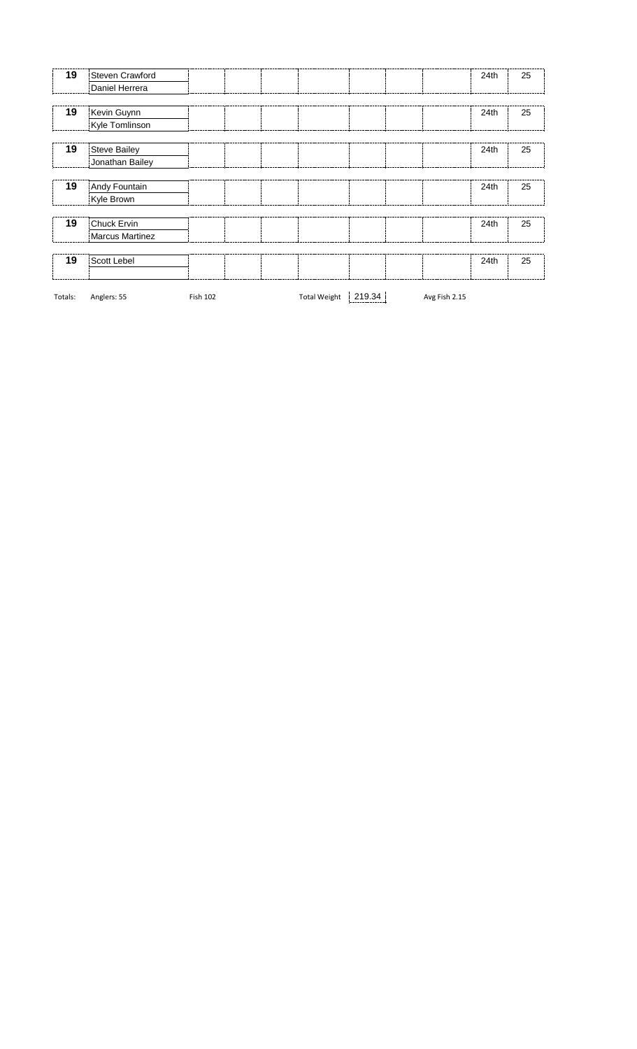| | | | | | | | | | |
|---|---|---|---|---|---|---|---|---|---|
| 19 | Steven Crawford<br>Daniel Herrera | | | | | | | 24th | 25 |
| 19 | Kevin Guynn<br>Kyle Tomlinson | | | | | | | 24th | 25 |
| 19 | Steve Bailey<br>Jonathan Bailey | | | | | | | 24th | 25 |
| 19 | Andy Fountain<br>Kyle Brown | | | | | | | 24th | 25 |
| 19 | Chuck Ervin<br>Marcus Martinez | | | | | | | 24th | 25 |
| 19 | Scott Lebel | | | | | | | 24th | 25 |

Totals: Anglers: 55 Fish 102 Total Weight 219.34 Avg Fish 2.15